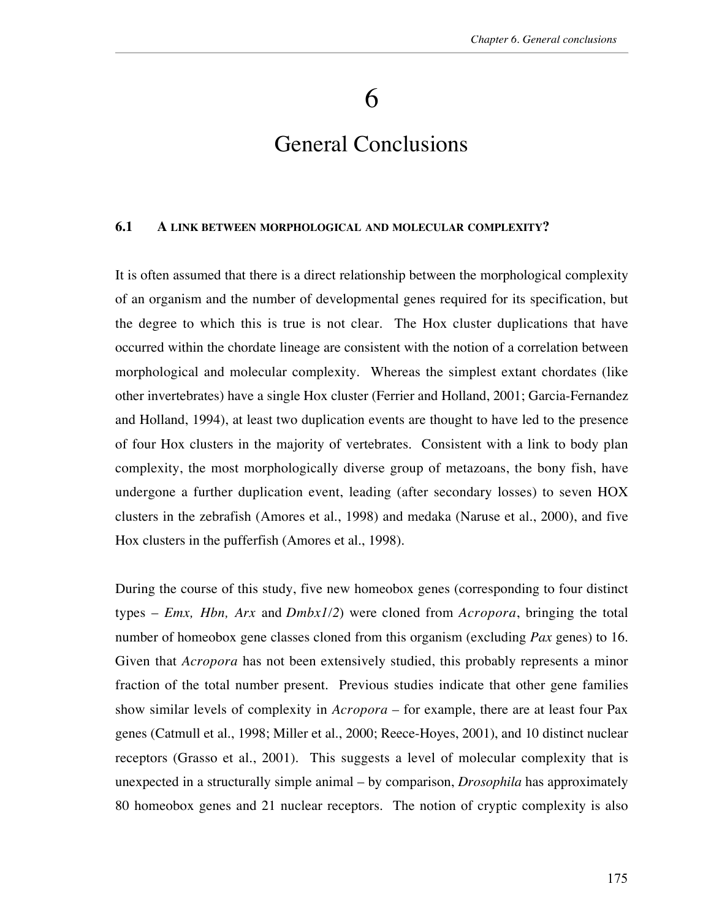# 6

# General Conclusions

## 6.1 A link between morphological and molecular complexity?

It is often assumed that there is a direct relationship between the morphological complexity of an organism and the number of developmental genes required for its specification, but the degree to which this is true is not clear. The Hox cluster duplications that have occurred within the chordate lineage are consistent with the notion of a correlation between morphological and molecular complexity. Whereas the simplest extant chordates (like other invertebrates) have a single Hox cluster (Ferrier and Holland, 2001; Garcia-Fernandez and Holland, 1994), at least two duplication events are thought to have led to the presence of four Hox clusters in the majority of vertebrates. Consistent with a link to body plan complexity, the most morphologically diverse group of metazoans, the bony fish, have undergone a further duplication event, leading (after secondary losses) to seven HOX clusters in the zebrafish (Amores et al., 1998) and medaka (Naruse et al., 2000), and five Hox clusters in the pufferfish (Amores et al., 1998).

During the course of this study, five new homeobox genes (corresponding to four distinct types – *Emx, Hbn, Arx* and *Dmbx1/2*) were cloned from *Acropora*, bringing the total number of homeobox gene classes cloned from this organism (excluding *Pax* genes) to 16. Given that *Acropora* has not been extensively studied, this probably represents a minor fraction of the total number present. Previous studies indicate that other gene families show similar levels of complexity in *Acropora* – for example, there are at least four Pax genes (Catmull et al., 1998; Miller et al., 2000; Reece-Hoyes, 2001), and 10 distinct nuclear receptors (Grasso et al., 2001). This suggests a level of molecular complexity that is unexpected in a structurally simple animal – by comparison, *Drosophila* has approximately 80 homeobox genes and 21 nuclear receptors. The notion of cryptic complexity is also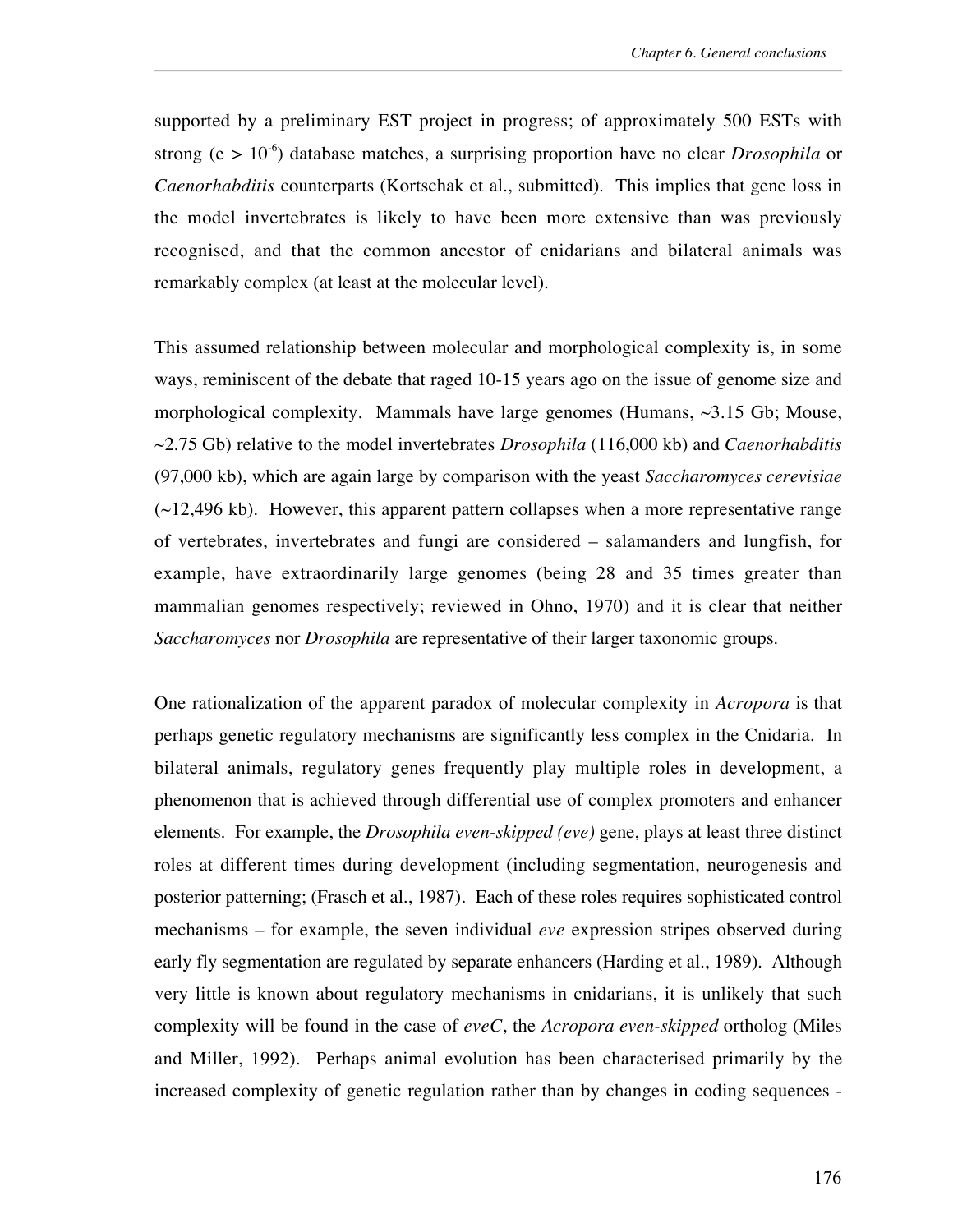supported by a preliminary EST project in progress; of approximately 500 ESTs with strong ($e > 10^{-6}$) database matches, a surprising proportion have no clear *Drosophila* or *Caenorhabditis* counterparts (Kortschak et al., submitted). This implies that gene loss in the model invertebrates is likely to have been more extensive than was previously recognised, and that the common ancestor of cnidarians and bilateral animals was remarkably complex (at least at the molecular level).

This assumed relationship between molecular and morphological complexity is, in some ways, reminiscent of the debate that raged 10-15 years ago on the issue of genome size and morphological complexity. Mammals have large genomes (Humans, ~3.15 Gb; Mouse, ~2.75 Gb) relative to the model invertebrates *Drosophila* (116,000 kb) and *Caenorhabditis* (97,000 kb), which are again large by comparison with the yeast *Saccharomyces cerevisiae* (~12,496 kb). However, this apparent pattern collapses when a more representative range of vertebrates, invertebrates and fungi are considered – salamanders and lungfish, for example, have extraordinarily large genomes (being 28 and 35 times greater than mammalian genomes respectively; reviewed in Ohno, 1970) and it is clear that neither *Saccharomyces* nor *Drosophila* are representative of their larger taxonomic groups.

One rationalization of the apparent paradox of molecular complexity in *Acropora* is that perhaps genetic regulatory mechanisms are significantly less complex in the Cnidaria. In bilateral animals, regulatory genes frequently play multiple roles in development, a phenomenon that is achieved through differential use of complex promoters and enhancer elements. For example, the *Drosophila even-skipped (eve)* gene, plays at least three distinct roles at different times during development (including segmentation, neurogenesis and posterior patterning; (Frasch et al., 1987). Each of these roles requires sophisticated control mechanisms – for example, the seven individual *eve* expression stripes observed during early fly segmentation are regulated by separate enhancers (Harding et al., 1989). Although very little is known about regulatory mechanisms in cnidarians, it is unlikely that such complexity will be found in the case of *eveC*, the *Acropora even-skipped* ortholog (Miles and Miller, 1992). Perhaps animal evolution has been characterised primarily by the increased complexity of genetic regulation rather than by changes in coding sequences -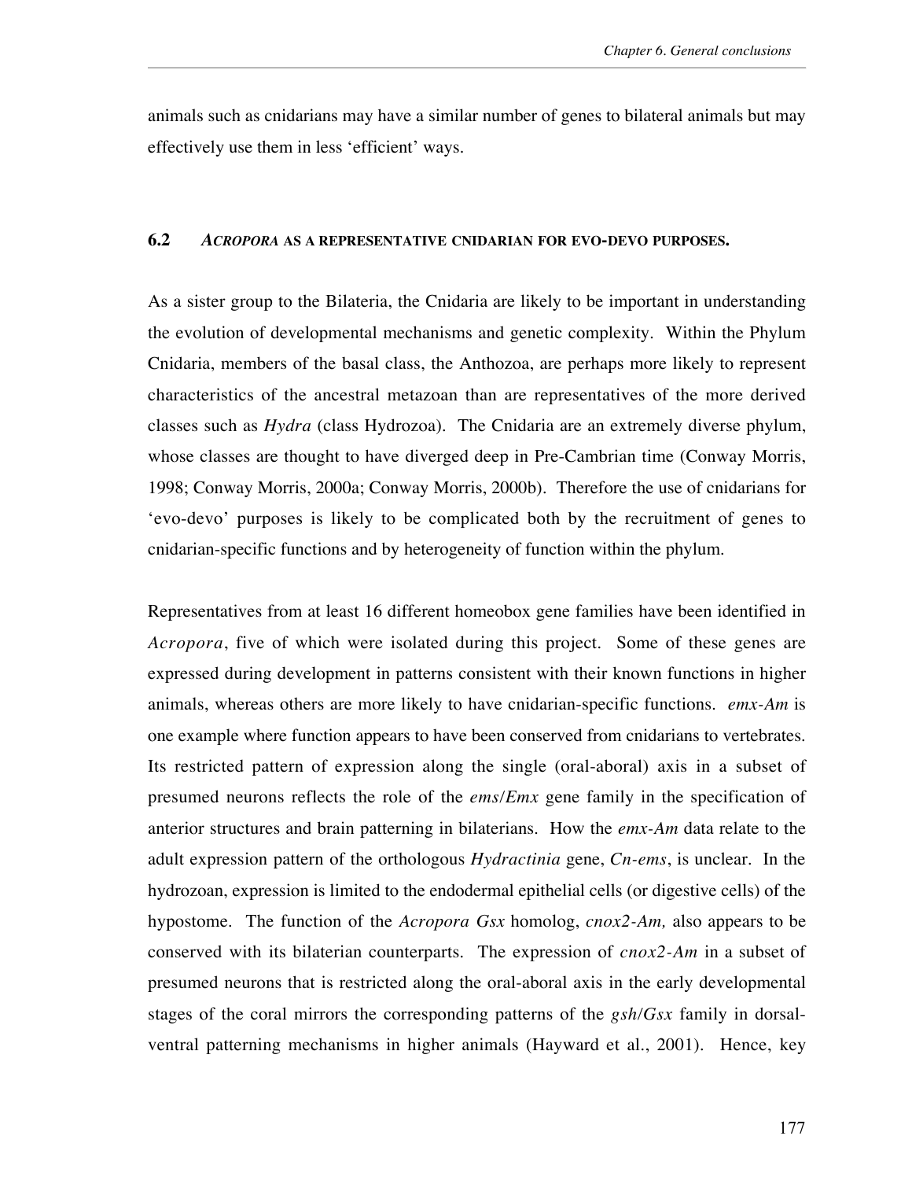animals such as cnidarians may have a similar number of genes to bilateral animals but may effectively use them in less 'efficient' ways.

### 6.2 *ACROPORA* AS A REPRESENTATIVE CNIDARIAN FOR EVO-DEVO PURPOSES.

As a sister group to the Bilateria, the Cnidaria are likely to be important in understanding the evolution of developmental mechanisms and genetic complexity. Within the Phylum Cnidaria, members of the basal class, the Anthozoa, are perhaps more likely to represent characteristics of the ancestral metazoan than are representatives of the more derived classes such as *Hydra* (class Hydrozoa). The Cnidaria are an extremely diverse phylum, whose classes are thought to have diverged deep in Pre-Cambrian time (Conway Morris, 1998; Conway Morris, 2000a; Conway Morris, 2000b). Therefore the use of cnidarians for 'evo-devo' purposes is likely to be complicated both by the recruitment of genes to cnidarian-specific functions and by heterogeneity of function within the phylum.

Representatives from at least 16 different homeobox gene families have been identified in *Acropora*, five of which were isolated during this project. Some of these genes are expressed during development in patterns consistent with their known functions in higher animals, whereas others are more likely to have cnidarian-specific functions. *emx-Am* is one example where function appears to have been conserved from cnidarians to vertebrates. Its restricted pattern of expression along the single (oral-aboral) axis in a subset of presumed neurons reflects the role of the *ems*/*Emx* gene family in the specification of anterior structures and brain patterning in bilaterians. How the *emx-Am* data relate to the adult expression pattern of the orthologous *Hydractinia* gene, *Cn-ems*, is unclear. In the hydrozoan, expression is limited to the endodermal epithelial cells (or digestive cells) of the hypostome. The function of the *Acropora Gsx* homolog, *cnox2-Am,* also appears to be conserved with its bilaterian counterparts. The expression of *cnox2-Am* in a subset of presumed neurons that is restricted along the oral-aboral axis in the early developmental stages of the coral mirrors the corresponding patterns of the *gsh*/*Gsx* family in dorsal-ventral patterning mechanisms in higher animals (Hayward et al., 2001). Hence, key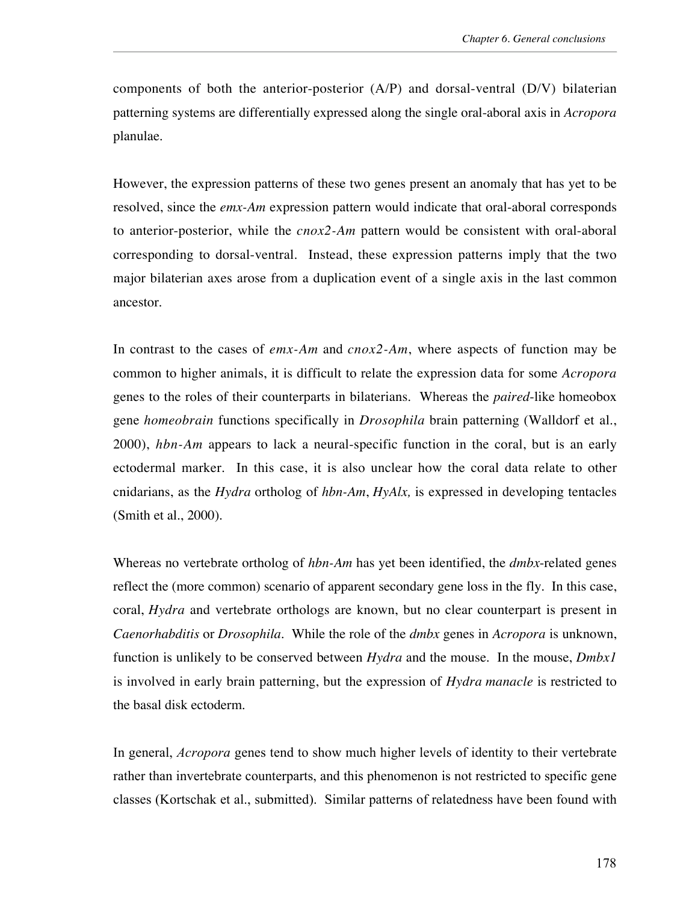components of both the anterior-posterior (A/P) and dorsal-ventral (D/V) bilaterian patterning systems are differentially expressed along the single oral-aboral axis in *Acropora* planulae.

However, the expression patterns of these two genes present an anomaly that has yet to be resolved, since the *emx-Am* expression pattern would indicate that oral-aboral corresponds to anterior-posterior, while the *cnox2-Am* pattern would be consistent with oral-aboral corresponding to dorsal-ventral. Instead, these expression patterns imply that the two major bilaterian axes arose from a duplication event of a single axis in the last common ancestor.

In contrast to the cases of *emx-Am* and *cnox2-Am*, where aspects of function may be common to higher animals, it is difficult to relate the expression data for some *Acropora* genes to the roles of their counterparts in bilaterians. Whereas the *paired*-like homeobox gene *homeobrain* functions specifically in *Drosophila* brain patterning (Walldorf et al., 2000), *hbn-Am* appears to lack a neural-specific function in the coral, but is an early ectodermal marker. In this case, it is also unclear how the coral data relate to other cnidarians, as the *Hydra* ortholog of *hbn-Am*, *HyAlx,* is expressed in developing tentacles (Smith et al., 2000).

Whereas no vertebrate ortholog of *hbn-Am* has yet been identified, the *dmbx*-related genes reflect the (more common) scenario of apparent secondary gene loss in the fly. In this case, coral, *Hydra* and vertebrate orthologs are known, but no clear counterpart is present in *Caenorhabditis* or *Drosophila*. While the role of the *dmbx* genes in *Acropora* is unknown, function is unlikely to be conserved between *Hydra* and the mouse. In the mouse, *Dmbx1* is involved in early brain patterning, but the expression of *Hydra manacle* is restricted to the basal disk ectoderm.

In general, *Acropora* genes tend to show much higher levels of identity to their vertebrate rather than invertebrate counterparts, and this phenomenon is not restricted to specific gene classes (Kortschak et al., submitted). Similar patterns of relatedness have been found with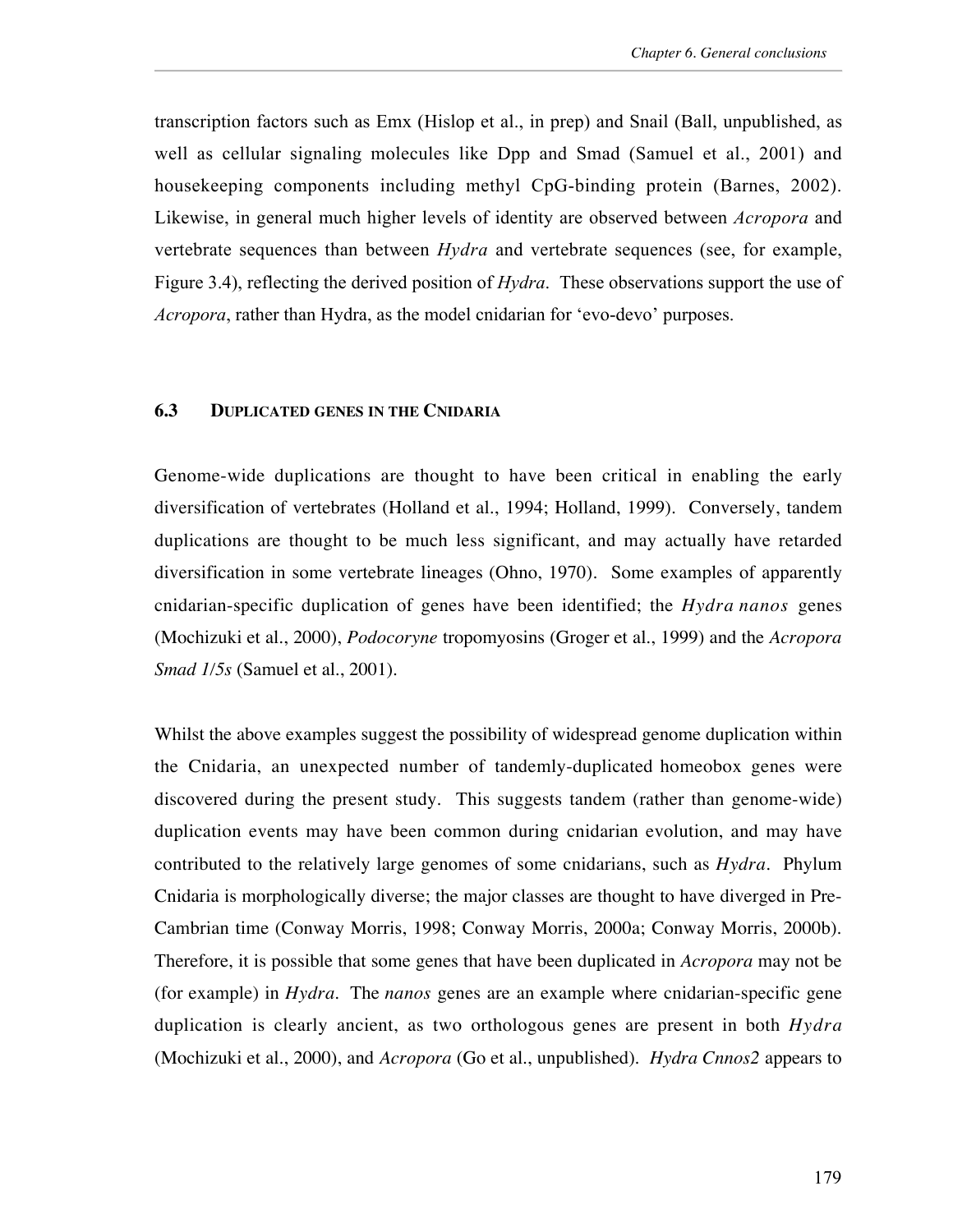transcription factors such as Emx (Hislop et al., in prep) and Snail (Ball, unpublished, as well as cellular signaling molecules like Dpp and Smad (Samuel et al., 2001) and housekeeping components including methyl CpG-binding protein (Barnes, 2002). Likewise, in general much higher levels of identity are observed between *Acropora* and vertebrate sequences than between *Hydra* and vertebrate sequences (see, for example, Figure 3.4), reflecting the derived position of *Hydra*. These observations support the use of *Acropora*, rather than Hydra, as the model cnidarian for 'evo-devo' purposes.

### 6.3 DUPLICATED GENES IN THE CNIDARIA

Genome-wide duplications are thought to have been critical in enabling the early diversification of vertebrates (Holland et al., 1994; Holland, 1999). Conversely, tandem duplications are thought to be much less significant, and may actually have retarded diversification in some vertebrate lineages (Ohno, 1970). Some examples of apparently cnidarian-specific duplication of genes have been identified; the *Hydra nanos* genes (Mochizuki et al., 2000), *Podocoryne* tropomyosins (Groger et al., 1999) and the *Acropora Smad 1/5s* (Samuel et al., 2001).

Whilst the above examples suggest the possibility of widespread genome duplication within the Cnidaria, an unexpected number of tandemly-duplicated homeobox genes were discovered during the present study. This suggests tandem (rather than genome-wide) duplication events may have been common during cnidarian evolution, and may have contributed to the relatively large genomes of some cnidarians, such as *Hydra*. Phylum Cnidaria is morphologically diverse; the major classes are thought to have diverged in Pre-Cambrian time (Conway Morris, 1998; Conway Morris, 2000a; Conway Morris, 2000b). Therefore, it is possible that some genes that have been duplicated in *Acropora* may not be (for example) in *Hydra*. The *nanos* genes are an example where cnidarian-specific gene duplication is clearly ancient, as two orthologous genes are present in both *Hydra* (Mochizuki et al., 2000), and *Acropora* (Go et al., unpublished). *Hydra Cnnos2* appears to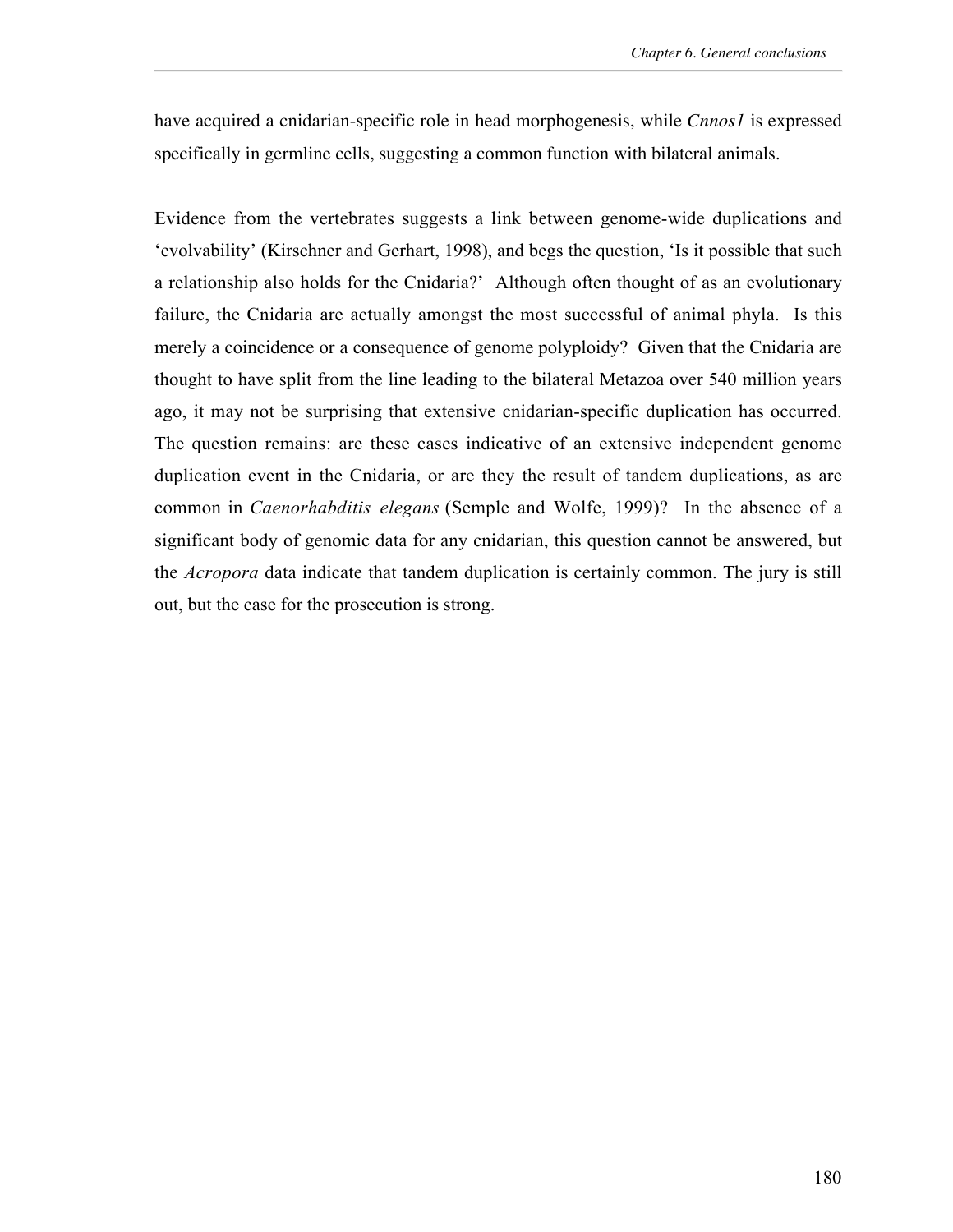have acquired a cnidarian-specific role in head morphogenesis, while *Cnnos1* is expressed specifically in germline cells, suggesting a common function with bilateral animals.

Evidence from the vertebrates suggests a link between genome-wide duplications and 'evolvability' (Kirschner and Gerhart, 1998), and begs the question, 'Is it possible that such a relationship also holds for the Cnidaria?' Although often thought of as an evolutionary failure, the Cnidaria are actually amongst the most successful of animal phyla. Is this merely a coincidence or a consequence of genome polyploidy? Given that the Cnidaria are thought to have split from the line leading to the bilateral Metazoa over 540 million years ago, it may not be surprising that extensive cnidarian-specific duplication has occurred. The question remains: are these cases indicative of an extensive independent genome duplication event in the Cnidaria, or are they the result of tandem duplications, as are common in *Caenorhabditis elegans* (Semple and Wolfe, 1999)? In the absence of a significant body of genomic data for any cnidarian, this question cannot be answered, but the *Acropora* data indicate that tandem duplication is certainly common. The jury is still out, but the case for the prosecution is strong.